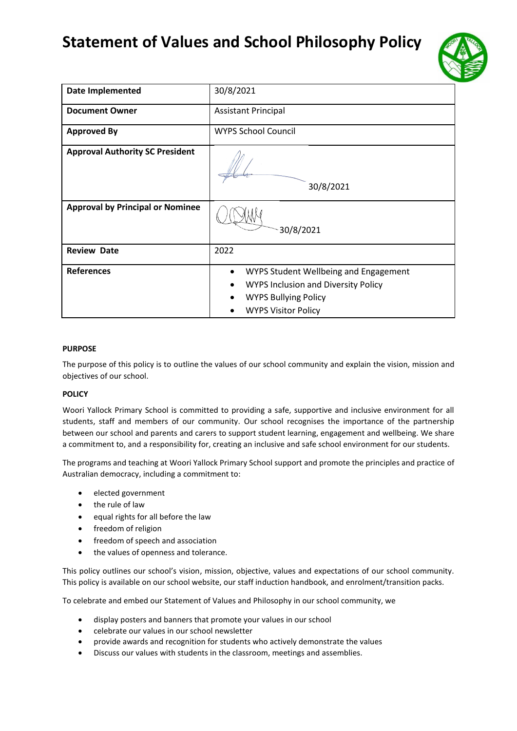# Statement of Values and School Philosophy Policy

| Date Implemented | 30/8/2021 |
|---|---|
| Document Owner | Assistant Principal |
| Approved By | WYPS School Council |
| Approval Authority SC President | 30/8/2021 |
| Approval by Principal or Nominee | 30/8/2021 |
| Review Date | 2022 |
| References | • WYPS Student Wellbeing and Engagement<br>• WYPS Inclusion and Diversity Policy<br>• WYPS Bullying Policy<br>• WYPS Visitor Policy |

**PURPOSE**

The purpose of this policy is to outline the values of our school community and explain the vision, mission and objectives of our school.

**POLICY**

Woori Yallock Primary School is committed to providing a safe, supportive and inclusive environment for all students, staff and members of our community. Our school recognises the importance of the partnership between our school and parents and carers to support student learning, engagement and wellbeing. We share a commitment to, and a responsibility for, creating an inclusive and safe school environment for our students.

The programs and teaching at Woori Yallock Primary School support and promote the principles and practice of Australian democracy, including a commitment to:

- elected government
- the rule of law
- equal rights for all before the law
- freedom of religion
- freedom of speech and association
- the values of openness and tolerance.

This policy outlines our school's vision, mission, objective, values and expectations of our school community. This policy is available on our school website, our staff induction handbook, and enrolment/transition packs.

To celebrate and embed our Statement of Values and Philosophy in our school community, we

- display posters and banners that promote your values in our school
- celebrate our values in our school newsletter
- provide awards and recognition for students who actively demonstrate the values
- Discuss our values with students in the classroom, meetings and assemblies.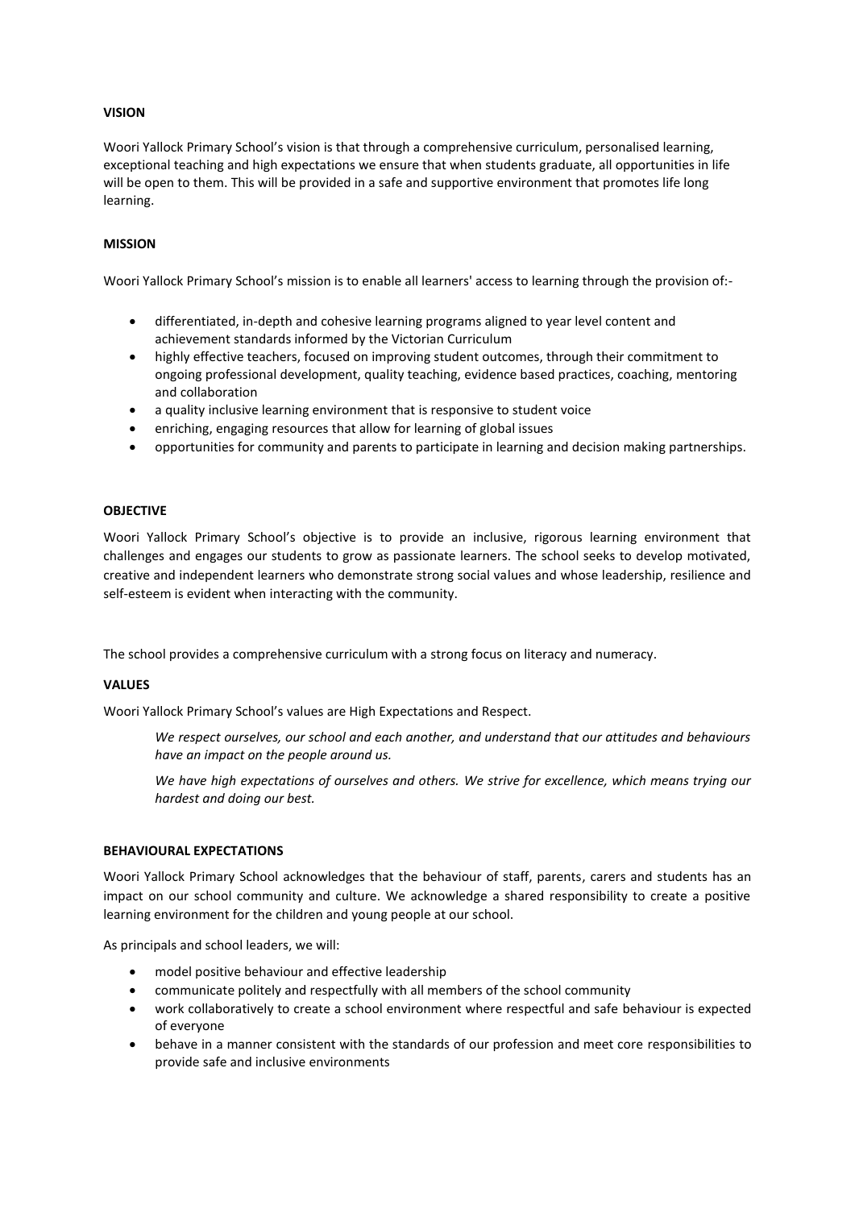**VISION**

Woori Yallock Primary School's vision is that through a comprehensive curriculum, personalised learning, exceptional teaching and high expectations we ensure that when students graduate, all opportunities in life will be open to them. This will be provided in a safe and supportive environment that promotes life long learning.

**MISSION**

Woori Yallock Primary School's mission is to enable all learners' access to learning through the provision of:-

- differentiated, in-depth and cohesive learning programs aligned to year level content and achievement standards informed by the Victorian Curriculum
- highly effective teachers, focused on improving student outcomes, through their commitment to ongoing professional development, quality teaching, evidence based practices, coaching, mentoring and collaboration
- a quality inclusive learning environment that is responsive to student voice
- enriching, engaging resources that allow for learning of global issues
- opportunities for community and parents to participate in learning and decision making partnerships.

**OBJECTIVE**

Woori Yallock Primary School's objective is to provide an inclusive, rigorous learning environment that challenges and engages our students to grow as passionate learners. The school seeks to develop motivated, creative and independent learners who demonstrate strong social values and whose leadership, resilience and self-esteem is evident when interacting with the community.

The school provides a comprehensive curriculum with a strong focus on literacy and numeracy.

**VALUES**

Woori Yallock Primary School's values are High Expectations and Respect.

*We respect ourselves, our school and each another, and understand that our attitudes and behaviours have an impact on the people around us.*

*We have high expectations of ourselves and others. We strive for excellence, which means trying our hardest and doing our best.*

**BEHAVIOURAL EXPECTATIONS**

Woori Yallock Primary School acknowledges that the behaviour of staff, parents, carers and students has an impact on our school community and culture. We acknowledge a shared responsibility to create a positive learning environment for the children and young people at our school.

As principals and school leaders, we will:

- model positive behaviour and effective leadership
- communicate politely and respectfully with all members of the school community
- work collaboratively to create a school environment where respectful and safe behaviour is expected of everyone
- behave in a manner consistent with the standards of our profession and meet core responsibilities to provide safe and inclusive environments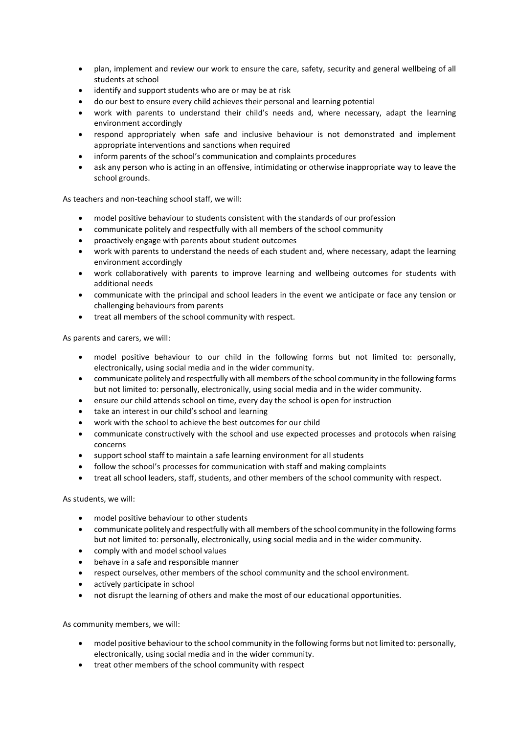- plan, implement and review our work to ensure the care, safety, security and general wellbeing of all students at school
- identify and support students who are or may be at risk
- do our best to ensure every child achieves their personal and learning potential
- work with parents to understand their child's needs and, where necessary, adapt the learning environment accordingly
- respond appropriately when safe and inclusive behaviour is not demonstrated and implement appropriate interventions and sanctions when required
- inform parents of the school's communication and complaints procedures
- ask any person who is acting in an offensive, intimidating or otherwise inappropriate way to leave the school grounds.

As teachers and non-teaching school staff, we will:

- model positive behaviour to students consistent with the standards of our profession
- communicate politely and respectfully with all members of the school community
- proactively engage with parents about student outcomes
- work with parents to understand the needs of each student and, where necessary, adapt the learning environment accordingly
- work collaboratively with parents to improve learning and wellbeing outcomes for students with additional needs
- communicate with the principal and school leaders in the event we anticipate or face any tension or challenging behaviours from parents
- treat all members of the school community with respect.

As parents and carers, we will:

- model positive behaviour to our child in the following forms but not limited to: personally, electronically, using social media and in the wider community.
- communicate politely and respectfully with all members of the school community in the following forms but not limited to: personally, electronically, using social media and in the wider community.
- ensure our child attends school on time, every day the school is open for instruction
- take an interest in our child's school and learning
- work with the school to achieve the best outcomes for our child
- communicate constructively with the school and use expected processes and protocols when raising concerns
- support school staff to maintain a safe learning environment for all students
- follow the school's processes for communication with staff and making complaints
- treat all school leaders, staff, students, and other members of the school community with respect.

As students, we will:

- model positive behaviour to other students
- communicate politely and respectfully with all members of the school community in the following forms but not limited to: personally, electronically, using social media and in the wider community.
- comply with and model school values
- behave in a safe and responsible manner
- respect ourselves, other members of the school community and the school environment.
- actively participate in school
- not disrupt the learning of others and make the most of our educational opportunities.

As community members, we will:

- model positive behaviour to the school community in the following forms but not limited to: personally, electronically, using social media and in the wider community.
- treat other members of the school community with respect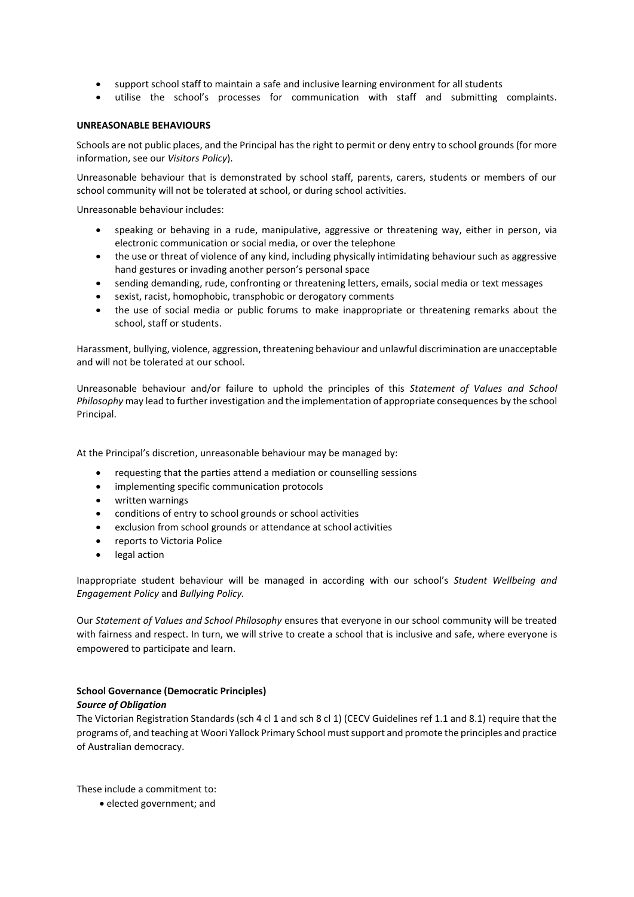- support school staff to maintain a safe and inclusive learning environment for all students
- utilise the school's processes for communication with staff and submitting complaints.

**UNREASONABLE BEHAVIOURS**

Schools are not public places, and the Principal has the right to permit or deny entry to school grounds (for more information, see our *Visitors Policy*).

Unreasonable behaviour that is demonstrated by school staff, parents, carers, students or members of our school community will not be tolerated at school, or during school activities.

Unreasonable behaviour includes:

- speaking or behaving in a rude, manipulative, aggressive or threatening way, either in person, via electronic communication or social media, or over the telephone
- the use or threat of violence of any kind, including physically intimidating behaviour such as aggressive hand gestures or invading another person's personal space
- sending demanding, rude, confronting or threatening letters, emails, social media or text messages
- sexist, racist, homophobic, transphobic or derogatory comments
- the use of social media or public forums to make inappropriate or threatening remarks about the school, staff or students.

Harassment, bullying, violence, aggression, threatening behaviour and unlawful discrimination are unacceptable and will not be tolerated at our school.

Unreasonable behaviour and/or failure to uphold the principles of this *Statement of Values and School Philosophy* may lead to further investigation and the implementation of appropriate consequences by the school Principal.

At the Principal's discretion, unreasonable behaviour may be managed by:

- requesting that the parties attend a mediation or counselling sessions
- implementing specific communication protocols
- written warnings
- conditions of entry to school grounds or school activities
- exclusion from school grounds or attendance at school activities
- reports to Victoria Police
- legal action

Inappropriate student behaviour will be managed in according with our school's *Student Wellbeing and Engagement Policy* and *Bullying Policy.*

Our *Statement of Values and School Philosophy* ensures that everyone in our school community will be treated with fairness and respect. In turn, we will strive to create a school that is inclusive and safe, where everyone is empowered to participate and learn.

**School Governance (Democratic Principles)**

***Source of Obligation***

The Victorian Registration Standards (sch 4 cl 1 and sch 8 cl 1) (CECV Guidelines ref 1.1 and 8.1) require that the programs of, and teaching at Woori Yallock Primary School must support and promote the principles and practice of Australian democracy.

These include a commitment to:

- elected government; and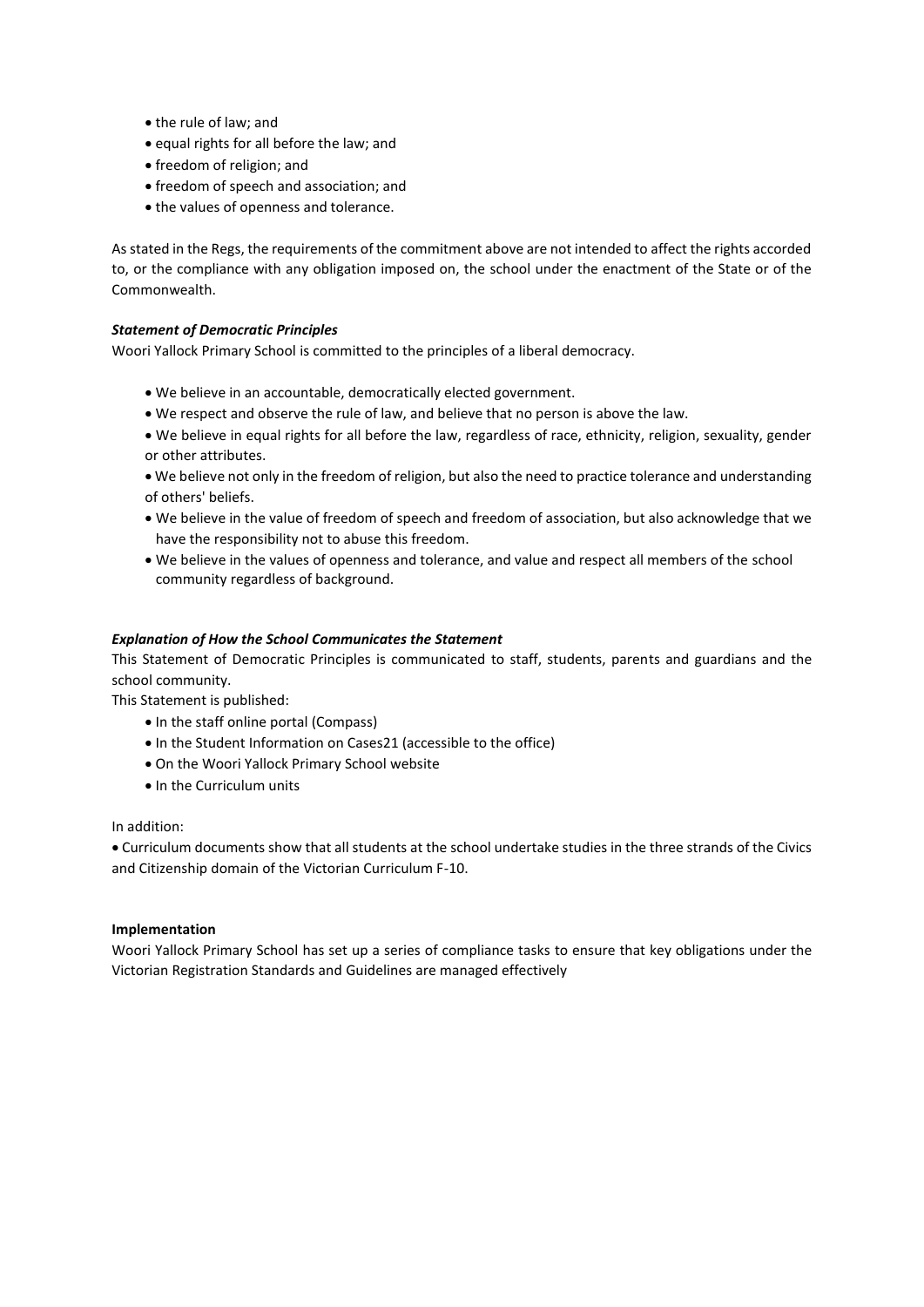- the rule of law; and
- equal rights for all before the law; and
- freedom of religion; and
- freedom of speech and association; and
- the values of openness and tolerance.

As stated in the Regs, the requirements of the commitment above are not intended to affect the rights accorded to, or the compliance with any obligation imposed on, the school under the enactment of the State or of the Commonwealth.

***Statement of Democratic Principles***

Woori Yallock Primary School is committed to the principles of a liberal democracy.

- We believe in an accountable, democratically elected government.
- We respect and observe the rule of law, and believe that no person is above the law.
- We believe in equal rights for all before the law, regardless of race, ethnicity, religion, sexuality, gender or other attributes.
- We believe not only in the freedom of religion, but also the need to practice tolerance and understanding of others' beliefs.
- We believe in the value of freedom of speech and freedom of association, but also acknowledge that we have the responsibility not to abuse this freedom.
- We believe in the values of openness and tolerance, and value and respect all members of the school community regardless of background.

***Explanation of How the School Communicates the Statement***

This Statement of Democratic Principles is communicated to staff, students, parents and guardians and the school community.

This Statement is published:

- In the staff online portal (Compass)
- In the Student Information on Cases21 (accessible to the office)
- On the Woori Yallock Primary School website
- In the Curriculum units

In addition:

- Curriculum documents show that all students at the school undertake studies in the three strands of the Civics and Citizenship domain of the Victorian Curriculum F-10.

**Implementation**

Woori Yallock Primary School has set up a series of compliance tasks to ensure that key obligations under the Victorian Registration Standards and Guidelines are managed effectively